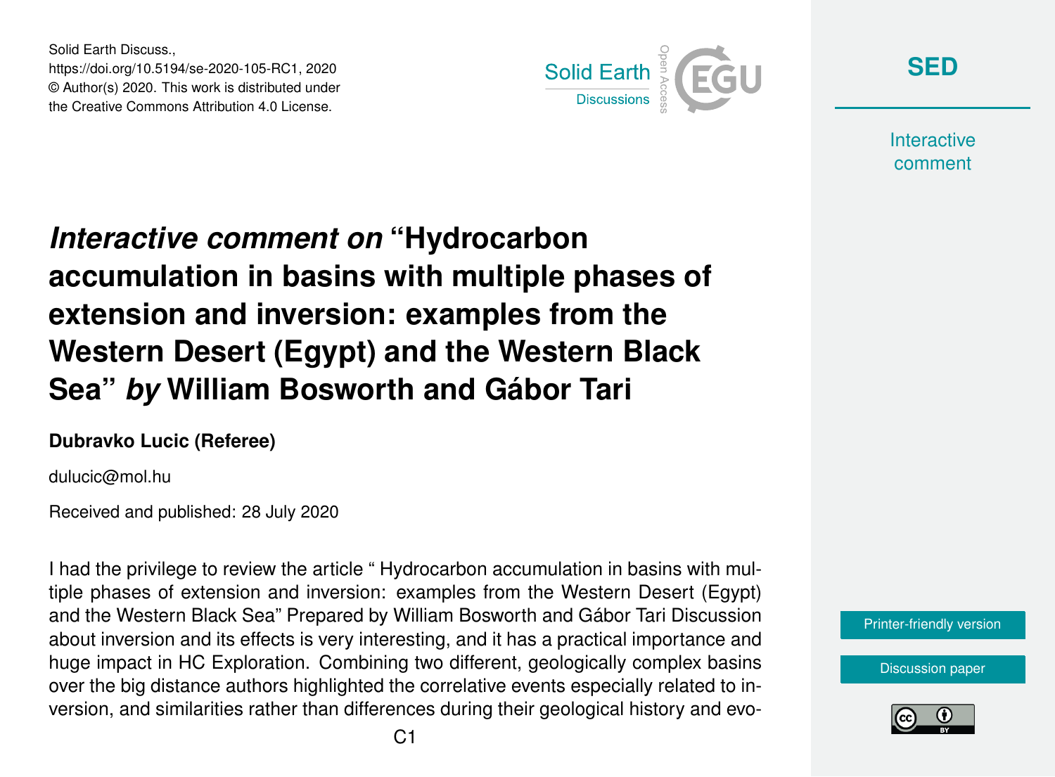Solid Earth Discuss.,
https://doi.org/10.5194/se-2020-105-RC1, 2020
© Author(s) 2020. This work is distributed under
the Creative Commons Attribution 4.0 License.

# *Interactive comment on* "Hydrocarbon accumulation in basins with multiple phases of extension and inversion: examples from the Western Desert (Egypt) and the Western Black Sea" *by* William Bosworth and Gábor Tari

**Dubravko Lucic (Referee)**

dulucic@mol.hu

Received and published: 28 July 2020

I had the privilege to review the article " Hydrocarbon accumulation in basins with multiple phases of extension and inversion: examples from the Western Desert (Egypt) and the Western Black Sea" Prepared by William Bosworth and Gábor Tari Discussion about inversion and its effects is very interesting, and it has a practical importance and huge impact in HC Exploration. Combining two different, geologically complex basins over the big distance authors highlighted the correlative events especially related to inversion, and similarities rather than differences during their geological history and evo-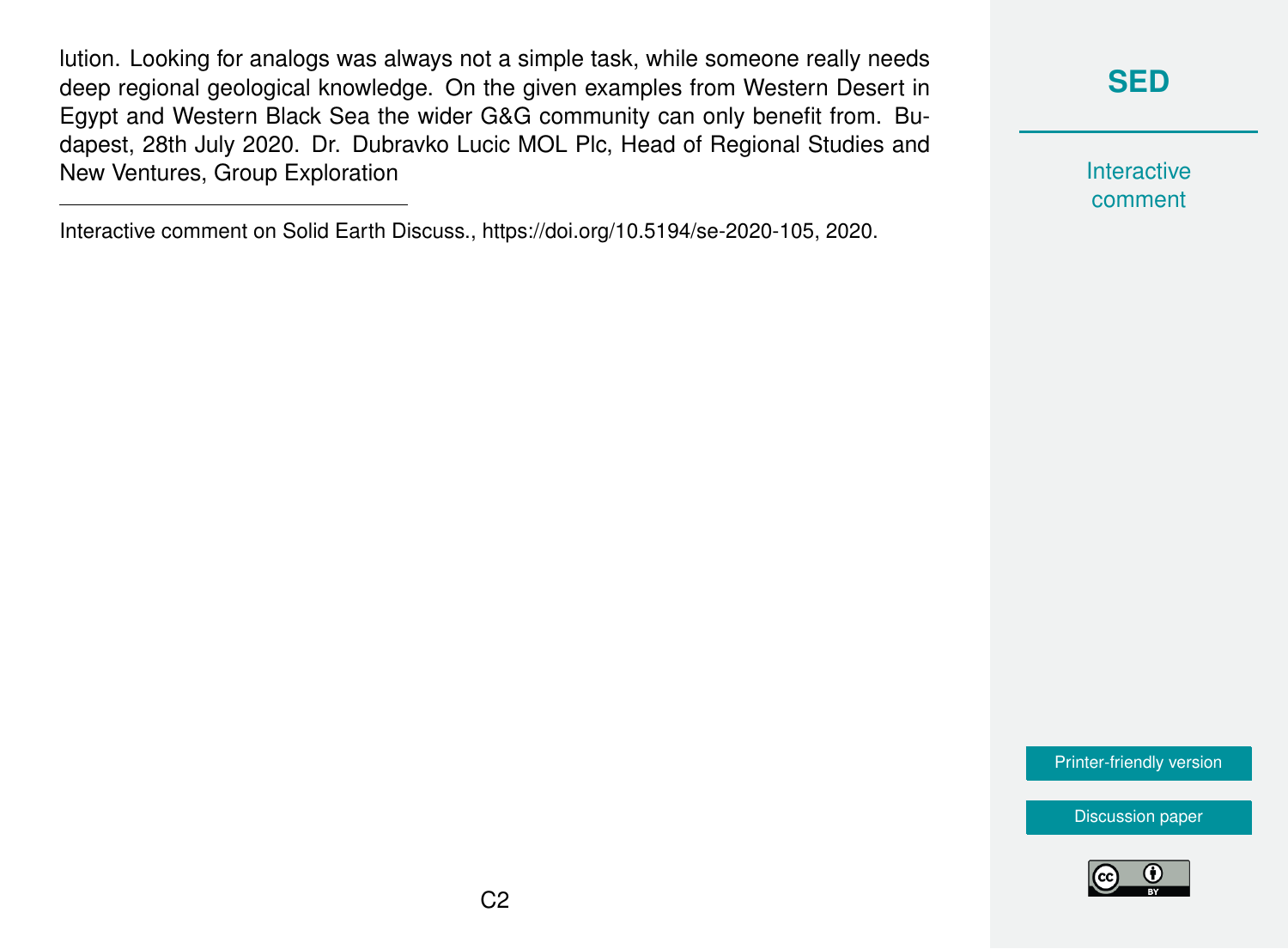lution. Looking for analogs was always not a simple task, while someone really needs deep regional geological knowledge. On the given examples from Western Desert in Egypt and Western Black Sea the wider G&G community can only benefit from. Budapest, 28th July 2020. Dr. Dubravko Lucic MOL Plc, Head of Regional Studies and New Ventures, Group Exploration

---

Interactive comment on Solid Earth Discuss., https://doi.org/10.5194/se-2020-105, 2020.